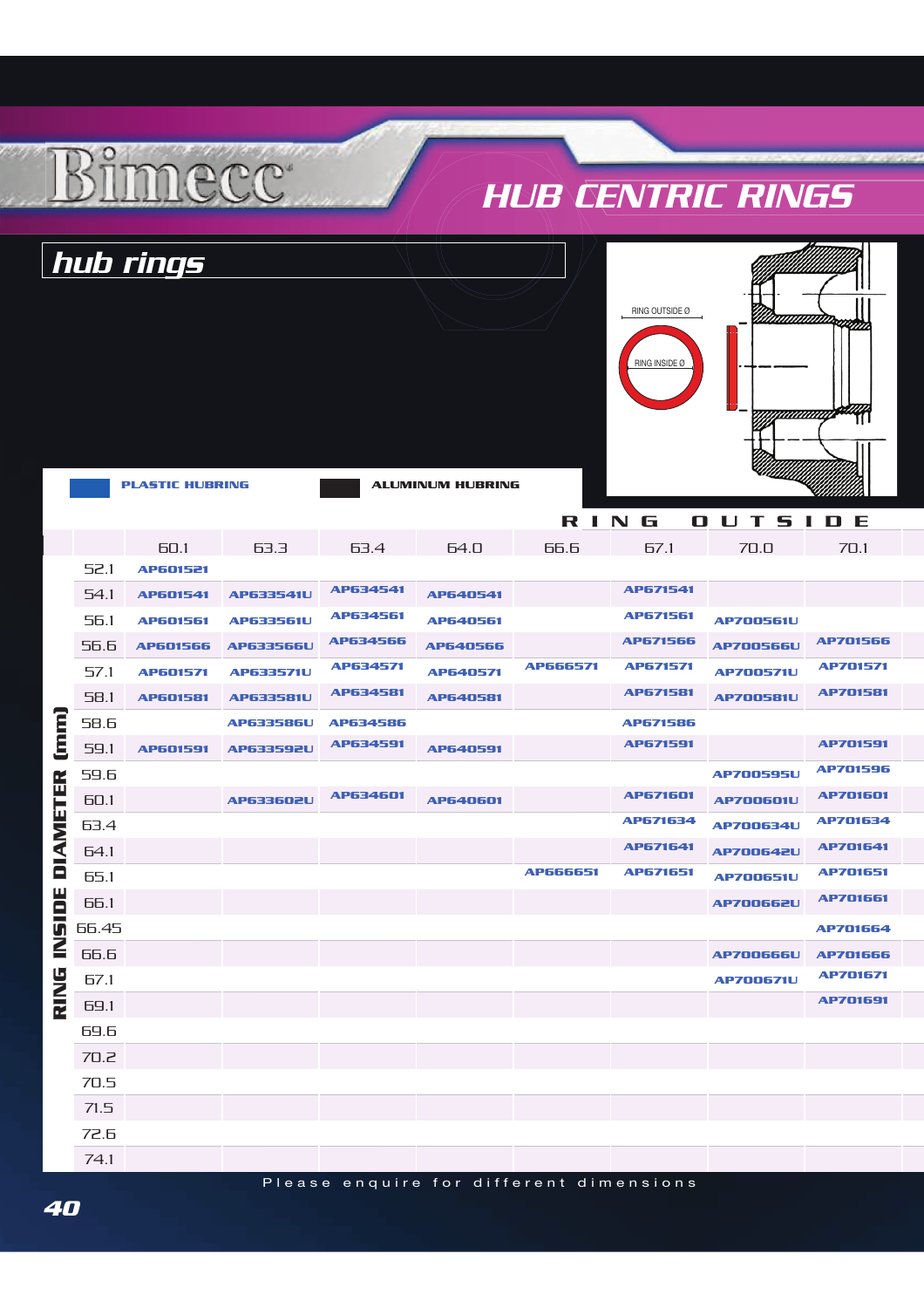# Bimecc

## HUB CENTRIC RINGS

### hub rings

RING OUTSIDE Ø
RING INSIDE Ø

PLASTIC HUBRING | ALUMINUM HUBRING

| RING INSIDE DIAMETER (mm) | RING OUTSIDE | | | | | | | |
|---|---|---|---|---|---|---|---|---|
| | 60.1 | 63.3 | 63.4 | 64.0 | 66.6 | 67.1 | 70.0 | 70.1 |
| 52.1 | AP601521 | | | | | | | |
| 54.1 | AP601541 | AP633541U | AP634541 | AP640541 | | AP671541 | | |
| 56.1 | AP601561 | AP633561U | AP634561 | AP640561 | | AP671561 | AP700561U | |
| 56.6 | AP601566 | AP633566U | AP634566 | AP640566 | | AP671566 | AP700566U | AP701566 |
| 57.1 | AP601571 | AP633571U | AP634571 | AP640571 | AP666571 | AP671571 | AP700571U | AP701571 |
| 58.1 | AP601581 | AP633581U | AP634581 | AP640581 | | AP671581 | AP700581U | AP701581 |
| 58.6 | | AP633586U | AP634586 | | | AP671586 | | |
| 59.1 | AP601591 | AP633592U | AP634591 | AP640591 | | AP671591 | | AP701591 |
| 59.6 | | | | | | | AP700595U | AP701596 |
| 60.1 | | AP633602U | AP634601 | AP640601 | | AP671601 | AP700601U | AP701601 |
| 63.4 | | | | | | AP671634 | AP700634U | AP701634 |
| 64.1 | | | | | | AP671641 | AP700642U | AP701641 |
| 65.1 | | | | | AP666651 | AP671651 | AP700651U | AP701651 |
| 66.1 | | | | | | | AP700662U | AP701661 |
| 66.45 | | | | | | | | AP701664 |
| 66.6 | | | | | | | AP700666U | AP701666 |
| 67.1 | | | | | | | AP700671U | AP701671 |
| 69.1 | | | | | | | | AP701691 |
| 69.6 | | | | | | | | |
| 70.2 | | | | | | | | |
| 70.5 | | | | | | | | |
| 71.5 | | | | | | | | |
| 72.6 | | | | | | | | |
| 74.1 | | | | | | | | |

Please enquire for different dimensions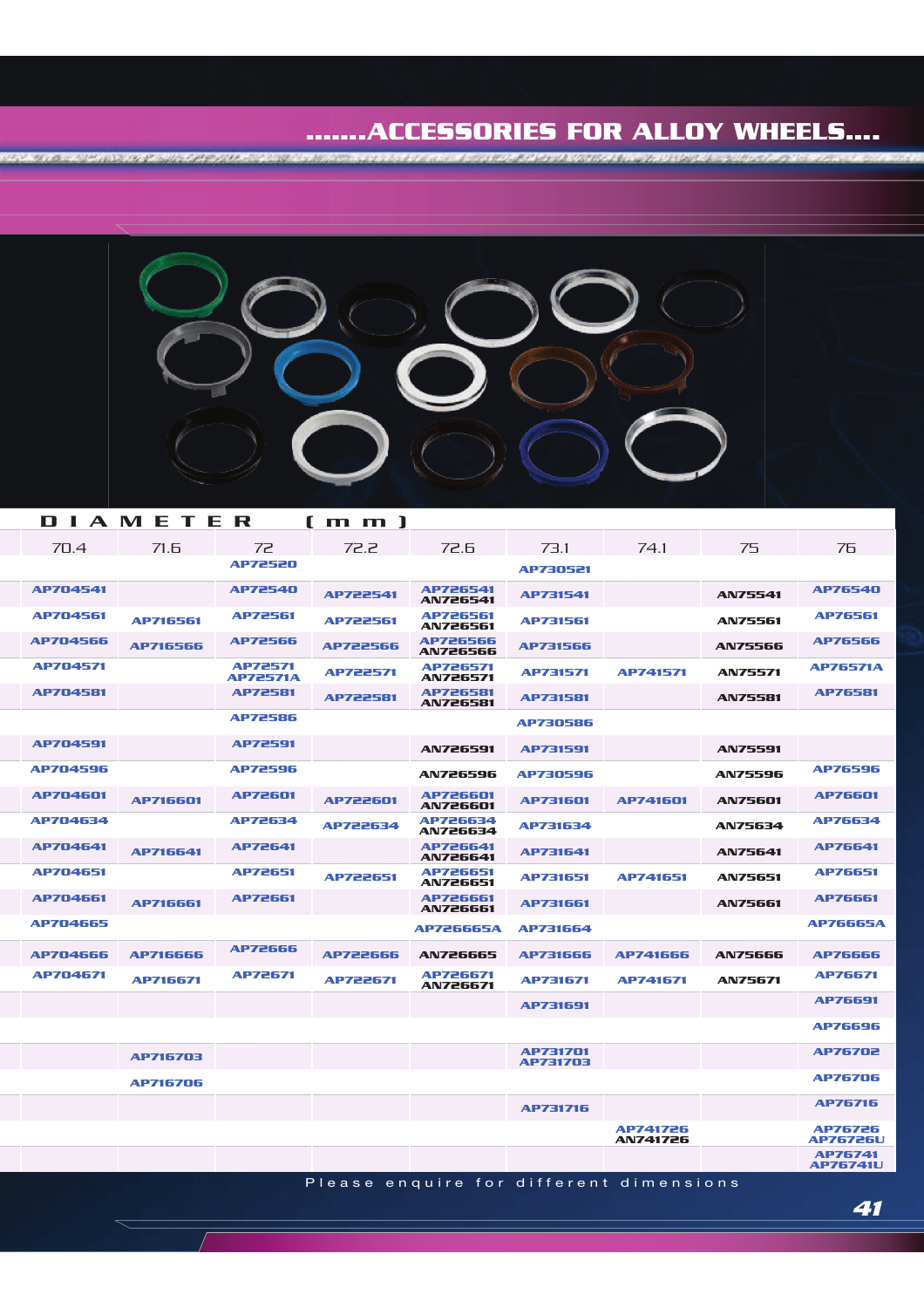# .......ACCESSORIES FOR ALLOY WHEELS....

DIAMETER (mm)

| 70.4 | 71.6 | 72 | 72.2 | 72.6 | 73.1 | 74.1 | 75 | 76 |
|---|---|---|---|---|---|---|---|---|
| | | AP72520 | | | AP730521 | | | |
| AP704541 | | AP72540 | AP722541 | AP726541 AN726541 | AP731541 | | AN75541 | AP76540 |
| AP704561 | AP716561 | AP72561 | AP722561 | AP726561 AN726561 | AP731561 | | AN75561 | AP76561 |
| AP704566 | AP716566 | AP72566 | AP722566 | AP726566 AN726566 | AP731566 | | AN75566 | AP76566 |
| AP704571 | | AP72571 AP72571A | AP722571 | AP726571 AN726571 | AP731571 | AP741571 | AN75571 | AP76571A |
| AP704581 | | AP72581 | AP722581 | AP726581 AN726581 | AP731581 | | AN75581 | AP76581 |
| | | AP72586 | | | AP730586 | | | |
| AP704591 | | AP72591 | | AN726591 | AP731591 | | AN75591 | |
| AP704596 | | AP72596 | | AN726596 | AP730596 | | AN75596 | AP76596 |
| AP704601 | AP716601 | AP72601 | AP722601 | AP726601 AN726601 | AP731601 | AP741601 | AN75601 | AP76601 |
| AP704634 | | AP72634 | AP722634 | AP726634 AN726634 | AP731634 | | AN75634 | AP76634 |
| AP704641 | AP716641 | AP72641 | | AP726641 AN726641 | AP731641 | | AN75641 | AP76641 |
| AP704651 | | AP72651 | AP722651 | AP726651 AN726651 | AP731651 | AP741651 | AN75651 | AP76651 |
| AP704661 | AP716661 | AP72661 | | AP726661 AN726661 | AP731661 | | AN75661 | AP76661 |
| AP704665 | | | | AP726665A | AP731664 | | | AP76665A |
| AP704666 | AP716666 | AP72666 | AP722666 | AN726665 | AP731666 | AP741666 | AN75666 | AP76666 |
| AP704671 | AP716671 | AP72671 | AP722671 | AP726671 AN726671 | AP731671 | AP741671 | AN75671 | AP76671 |
| | | | | | AP731691 | | | AP76691 |
| | | | | | | | | AP76696 |
| | AP716703 | | | | AP731701 AP731703 | | | AP76702 |
| | AP716706 | | | | | | | AP76706 |
| | | | | | AP731716 | | | AP76716 |
| | | | | | | AP741726 AN741726 | | AP76726 AP76726U |
| | | | | | | | | AP76741 AP76741U |

Please enquire for different dimensions